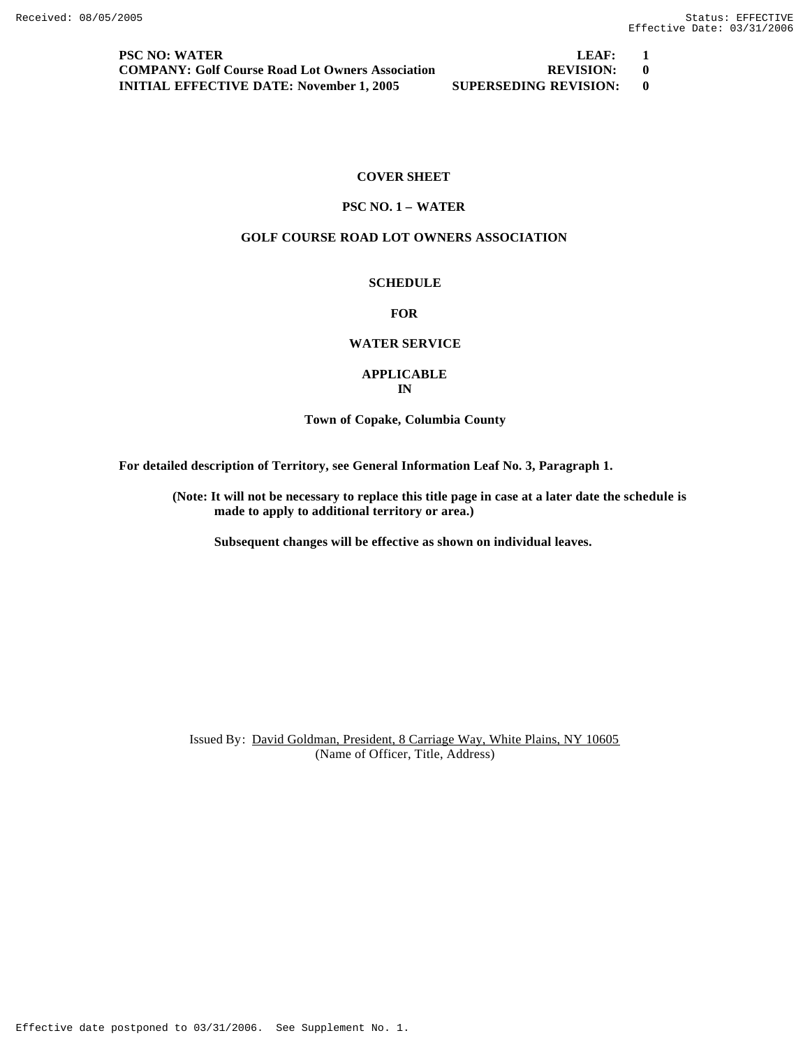**PSC NO: WATER** | **LEAF: 1**
**COMPANY: Golf Course Road Lot Owners Association** | **REVISION: 0**
**INITIAL EFFECTIVE DATE: November 1, 2005** | **SUPERSEDING REVISION: 0**

# COVER SHEET

## PSC NO. 1 – WATER

## GOLF COURSE ROAD LOT OWNERS ASSOCIATION

**SCHEDULE**

**FOR**

**WATER SERVICE**

**APPLICABLE**
**IN**

**Town of Copake, Columbia County**

**For detailed description of Territory, see General Information Leaf No. 3, Paragraph 1.**

**(Note: It will not be necessary to replace this title page in case at a later date the schedule is made to apply to additional territory or area.)**

**Subsequent changes will be effective as shown on individual leaves.**

Issued By: David Goldman, President, 8 Carriage Way, White Plains, NY 10605
(Name of Officer, Title, Address)

Effective date postponed to 03/31/2006. See Supplement No. 1.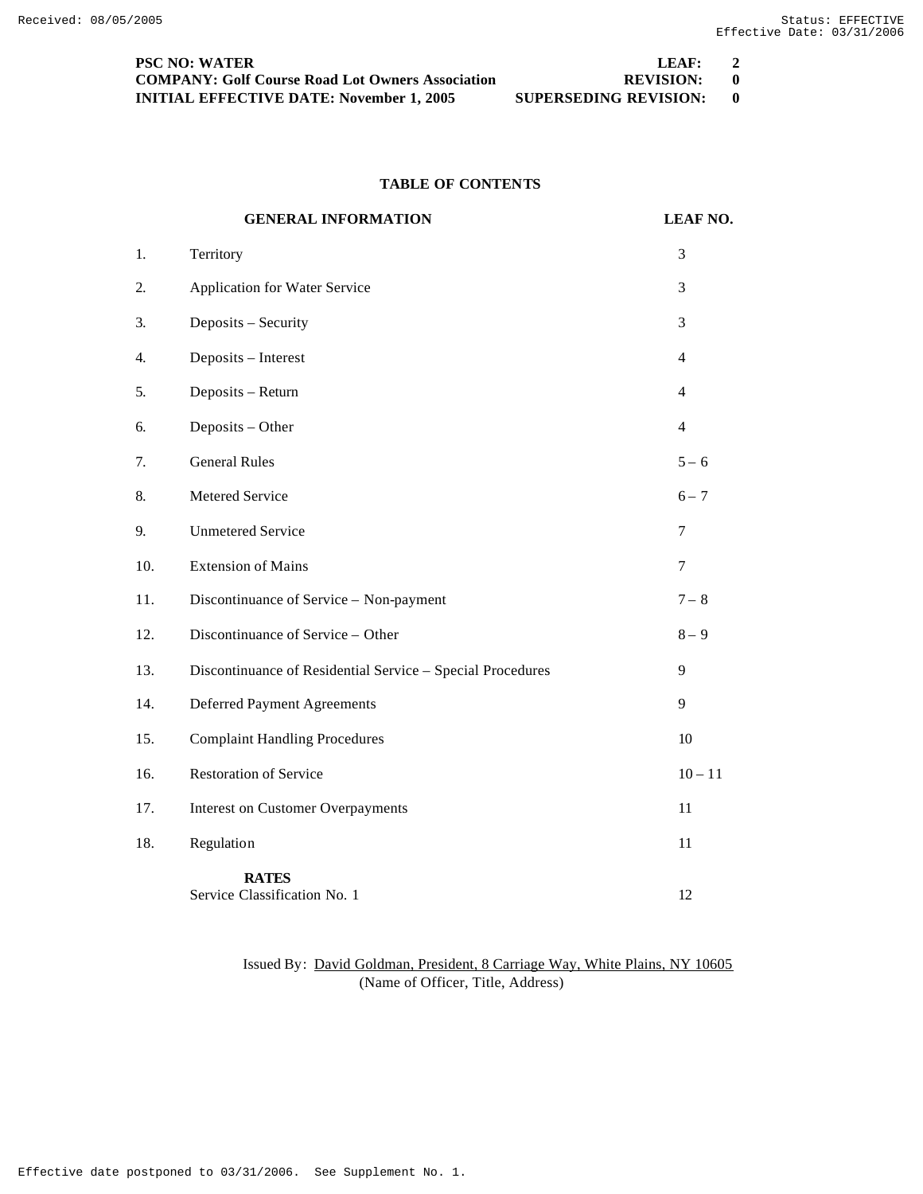**PSC NO: WATER** **LEAF: 2**
**COMPANY: Golf Course Road Lot Owners Association** **REVISION: 0**
**INITIAL EFFECTIVE DATE: November 1, 2005** **SUPERSEDING REVISION: 0**

## TABLE OF CONTENTS

| | GENERAL INFORMATION | LEAF NO. |
|---|---|---|
| 1. | Territory | 3 |
| 2. | Application for Water Service | 3 |
| 3. | Deposits – Security | 3 |
| 4. | Deposits – Interest | 4 |
| 5. | Deposits – Return | 4 |
| 6. | Deposits – Other | 4 |
| 7. | General Rules | 5 – 6 |
| 8. | Metered Service | 6 – 7 |
| 9. | Unmetered Service | 7 |
| 10. | Extension of Mains | 7 |
| 11. | Discontinuance of Service – Non-payment | 7 – 8 |
| 12. | Discontinuance of Service – Other | 8 – 9 |
| 13. | Discontinuance of Residential Service – Special Procedures | 9 |
| 14. | Deferred Payment Agreements | 9 |
| 15. | Complaint Handling Procedures | 10 |
| 16. | Restoration of Service | 10 – 11 |
| 17. | Interest on Customer Overpayments | 11 |
| 18. | Regulation | 11 |
| | **RATES** | |
| | Service Classification No. 1 | 12 |

Issued By: David Goldman, President, 8 Carriage Way, White Plains, NY 10605
(Name of Officer, Title, Address)

Effective date postponed to 03/31/2006. See Supplement No. 1.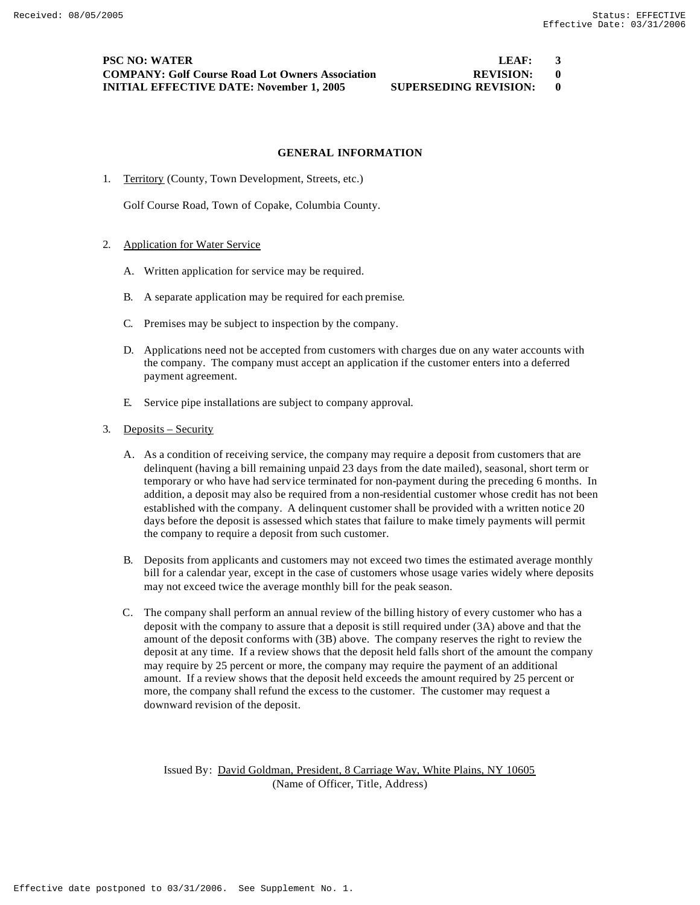**PSC NO: WATER** | **LEAF: 3**
**COMPANY: Golf Course Road Lot Owners Association** | **REVISION: 0**
**INITIAL EFFECTIVE DATE: November 1, 2005** | **SUPERSEDING REVISION: 0**

## GENERAL INFORMATION

1. Territory (County, Town Development, Streets, etc.)

   Golf Course Road, Town of Copake, Columbia County.

2. Application for Water Service

   A. Written application for service may be required.

   B. A separate application may be required for each premise.

   C. Premises may be subject to inspection by the company.

   D. Applications need not be accepted from customers with charges due on any water accounts with the company. The company must accept an application if the customer enters into a deferred payment agreement.

   E. Service pipe installations are subject to company approval.

3. Deposits – Security

   A. As a condition of receiving service, the company may require a deposit from customers that are delinquent (having a bill remaining unpaid 23 days from the date mailed), seasonal, short term or temporary or who have had service terminated for non-payment during the preceding 6 months. In addition, a deposit may also be required from a non-residential customer whose credit has not been established with the company. A delinquent customer shall be provided with a written notice 20 days before the deposit is assessed which states that failure to make timely payments will permit the company to require a deposit from such customer.

   B. Deposits from applicants and customers may not exceed two times the estimated average monthly bill for a calendar year, except in the case of customers whose usage varies widely where deposits may not exceed twice the average monthly bill for the peak season.

   C. The company shall perform an annual review of the billing history of every customer who has a deposit with the company to assure that a deposit is still required under (3A) above and that the amount of the deposit conforms with (3B) above. The company reserves the right to review the deposit at any time. If a review shows that the deposit held falls short of the amount the company may require by 25 percent or more, the company may require the payment of an additional amount. If a review shows that the deposit held exceeds the amount required by 25 percent or more, the company shall refund the excess to the customer. The customer may request a downward revision of the deposit.

Issued By: David Goldman, President, 8 Carriage Way, White Plains, NY 10605
(Name of Officer, Title, Address)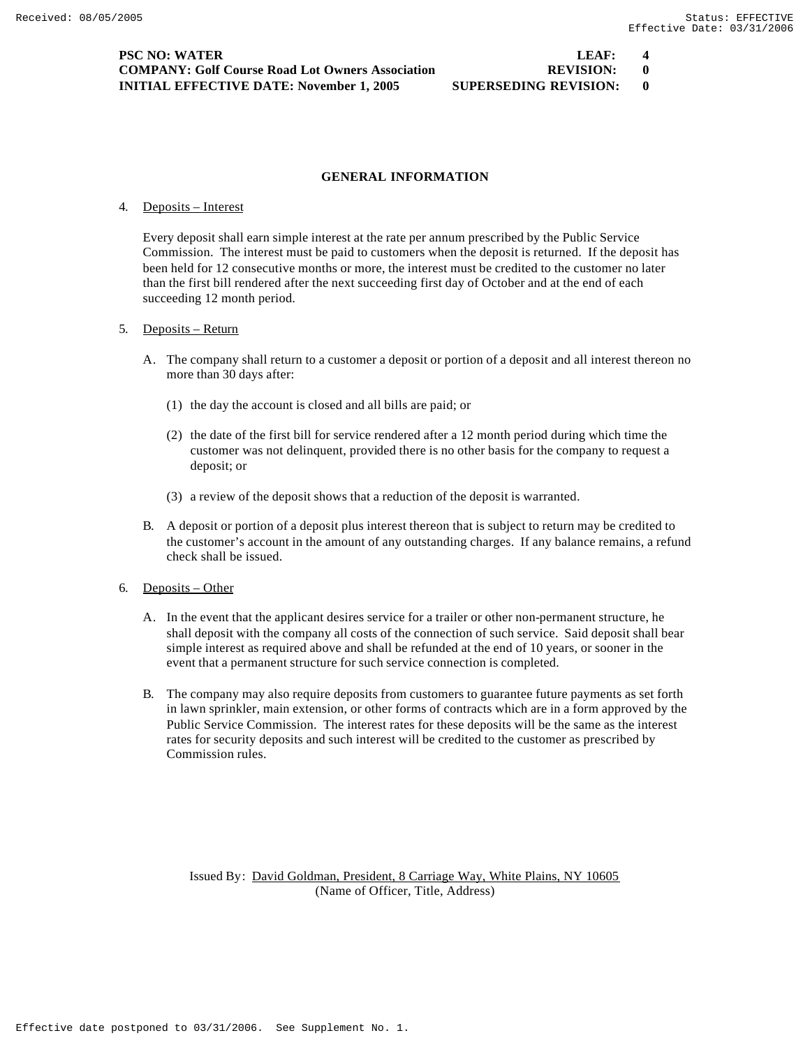**PSC NO: WATER** **LEAF: 4**
**COMPANY: Golf Course Road Lot Owners Association** **REVISION: 0**
**INITIAL EFFECTIVE DATE: November 1, 2005** **SUPERSEDING REVISION: 0**

## GENERAL INFORMATION

4. Deposits – Interest

   Every deposit shall earn simple interest at the rate per annum prescribed by the Public Service Commission. The interest must be paid to customers when the deposit is returned. If the deposit has been held for 12 consecutive months or more, the interest must be credited to the customer no later than the first bill rendered after the next succeeding first day of October and at the end of each succeeding 12 month period.

5. Deposits – Return

   A. The company shall return to a customer a deposit or portion of a deposit and all interest thereon no more than 30 days after:

      (1) the day the account is closed and all bills are paid; or

      (2) the date of the first bill for service rendered after a 12 month period during which time the customer was not delinquent, provided there is no other basis for the company to request a deposit; or

      (3) a review of the deposit shows that a reduction of the deposit is warranted.

   B. A deposit or portion of a deposit plus interest thereon that is subject to return may be credited to the customer's account in the amount of any outstanding charges. If any balance remains, a refund check shall be issued.

6. Deposits – Other

   A. In the event that the applicant desires service for a trailer or other non-permanent structure, he shall deposit with the company all costs of the connection of such service. Said deposit shall bear simple interest as required above and shall be refunded at the end of 10 years, or sooner in the event that a permanent structure for such service connection is completed.

   B. The company may also require deposits from customers to guarantee future payments as set forth in lawn sprinkler, main extension, or other forms of contracts which are in a form approved by the Public Service Commission. The interest rates for these deposits will be the same as the interest rates for security deposits and such interest will be credited to the customer as prescribed by Commission rules.

Issued By: David Goldman, President, 8 Carriage Way, White Plains, NY 10605
(Name of Officer, Title, Address)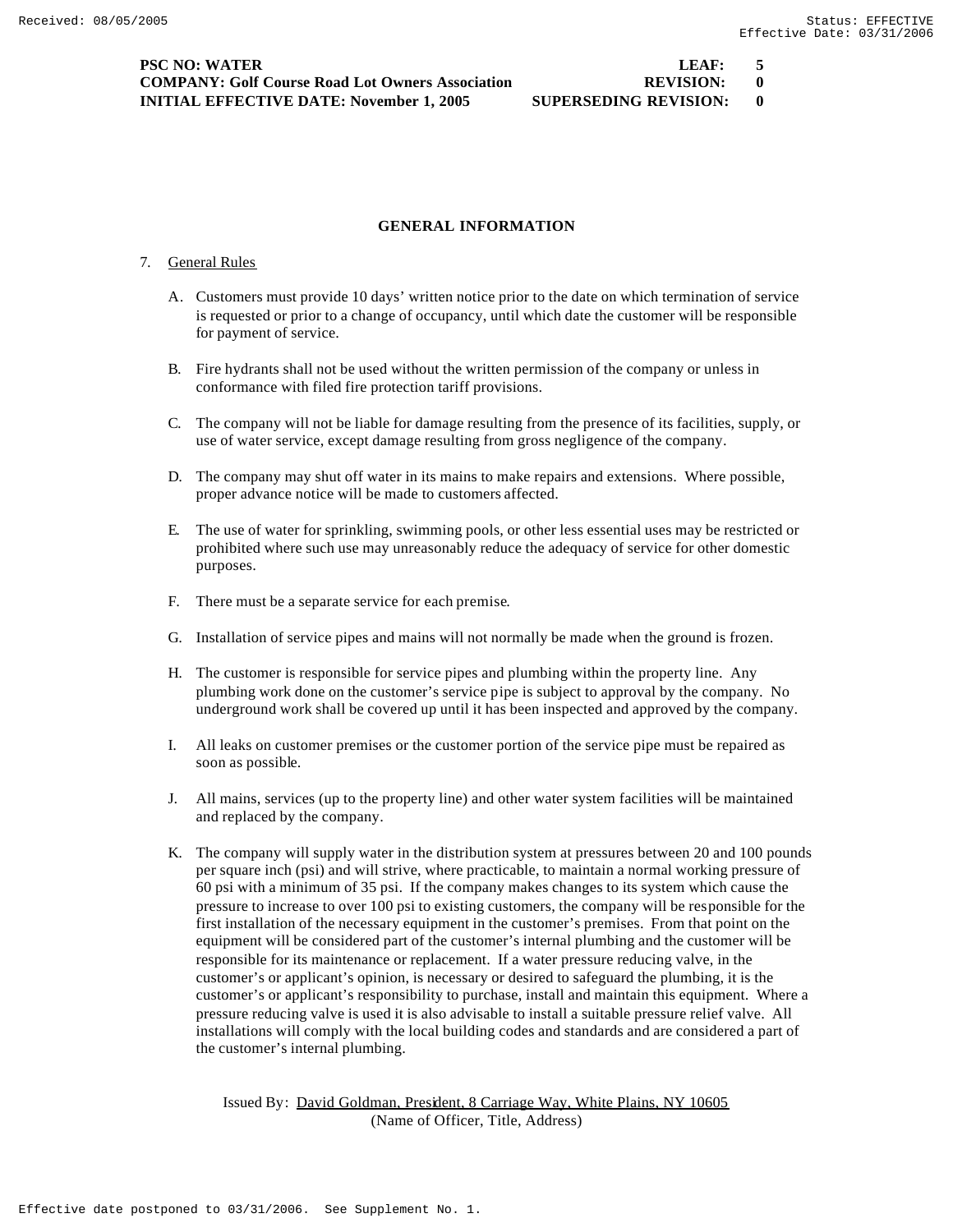PSC NO: WATER LEAF: 5
COMPANY: Golf Course Road Lot Owners Association REVISION: 0
INITIAL EFFECTIVE DATE: November 1, 2005 SUPERSEDING REVISION: 0

## GENERAL INFORMATION

7. General Rules

   A. Customers must provide 10 days' written notice prior to the date on which termination of service is requested or prior to a change of occupancy, until which date the customer will be responsible for payment of service.

   B. Fire hydrants shall not be used without the written permission of the company or unless in conformance with filed fire protection tariff provisions.

   C. The company will not be liable for damage resulting from the presence of its facilities, supply, or use of water service, except damage resulting from gross negligence of the company.

   D. The company may shut off water in its mains to make repairs and extensions. Where possible, proper advance notice will be made to customers affected.

   E. The use of water for sprinkling, swimming pools, or other less essential uses may be restricted or prohibited where such use may unreasonably reduce the adequacy of service for other domestic purposes.

   F. There must be a separate service for each premise.

   G. Installation of service pipes and mains will not normally be made when the ground is frozen.

   H. The customer is responsible for service pipes and plumbing within the property line. Any plumbing work done on the customer's service pipe is subject to approval by the company. No underground work shall be covered up until it has been inspected and approved by the company.

   I. All leaks on customer premises or the customer portion of the service pipe must be repaired as soon as possible.

   J. All mains, services (up to the property line) and other water system facilities will be maintained and replaced by the company.

   K. The company will supply water in the distribution system at pressures between 20 and 100 pounds per square inch (psi) and will strive, where practicable, to maintain a normal working pressure of 60 psi with a minimum of 35 psi. If the company makes changes to its system which cause the pressure to increase to over 100 psi to existing customers, the company will be responsible for the first installation of the necessary equipment in the customer's premises. From that point on the equipment will be considered part of the customer's internal plumbing and the customer will be responsible for its maintenance or replacement. If a water pressure reducing valve, in the customer's or applicant's opinion, is necessary or desired to safeguard the plumbing, it is the customer's or applicant's responsibility to purchase, install and maintain this equipment. Where a pressure reducing valve is used it is also advisable to install a suitable pressure relief valve. All installations will comply with the local building codes and standards and are considered a part of the customer's internal plumbing.

Issued By: David Goldman, President, 8 Carriage Way, White Plains, NY 10605
(Name of Officer, Title, Address)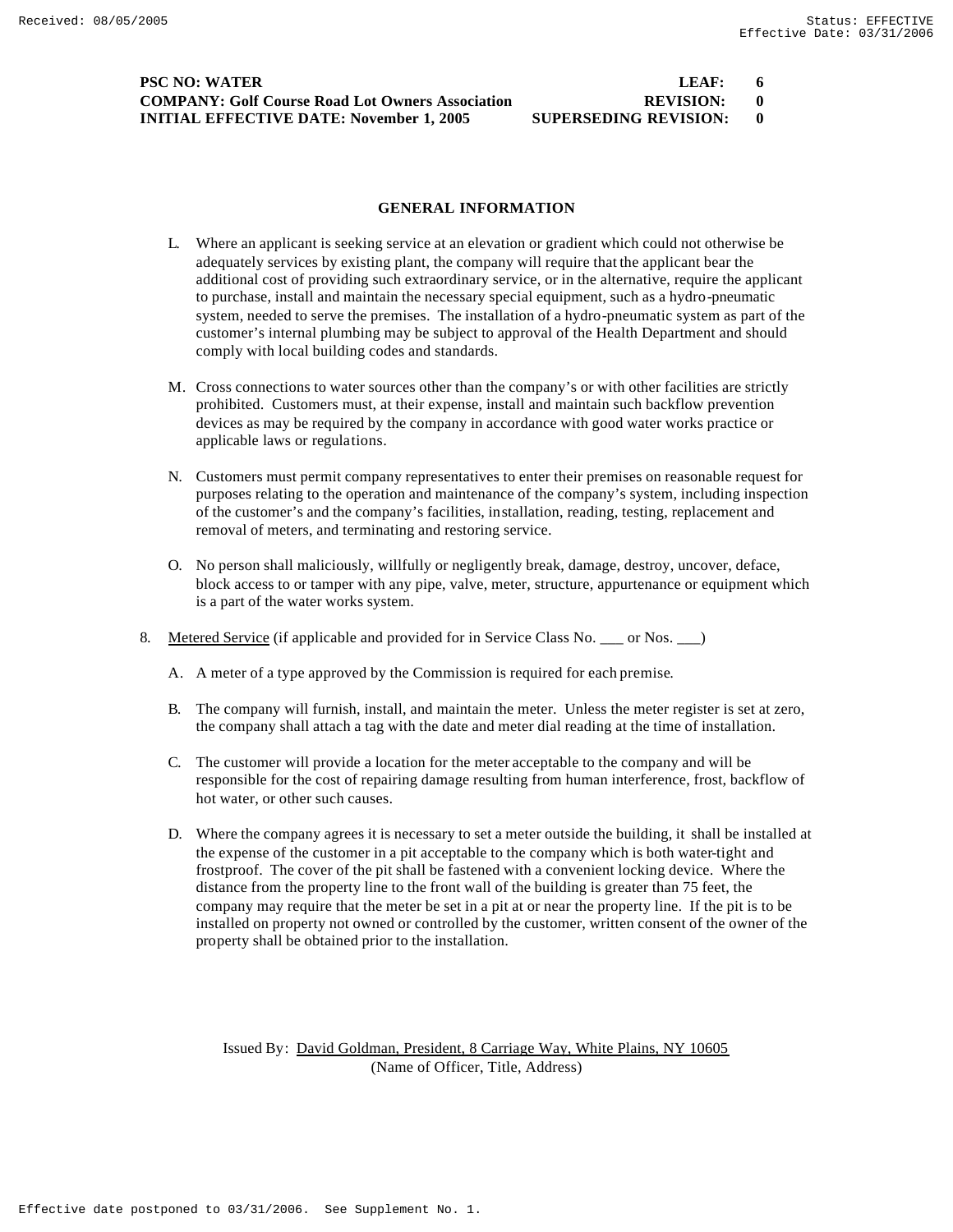**PSC NO: WATER** **LEAF: 6**
**COMPANY: Golf Course Road Lot Owners Association** **REVISION: 0**
**INITIAL EFFECTIVE DATE: November 1, 2005** **SUPERSEDING REVISION: 0**

## GENERAL INFORMATION

L. Where an applicant is seeking service at an elevation or gradient which could not otherwise be adequately services by existing plant, the company will require that the applicant bear the additional cost of providing such extraordinary service, or in the alternative, require the applicant to purchase, install and maintain the necessary special equipment, such as a hydro-pneumatic system, needed to serve the premises. The installation of a hydro-pneumatic system as part of the customer's internal plumbing may be subject to approval of the Health Department and should comply with local building codes and standards.

M. Cross connections to water sources other than the company's or with other facilities are strictly prohibited. Customers must, at their expense, install and maintain such backflow prevention devices as may be required by the company in accordance with good water works practice or applicable laws or regulations.

N. Customers must permit company representatives to enter their premises on reasonable request for purposes relating to the operation and maintenance of the company's system, including inspection of the customer's and the company's facilities, installation, reading, testing, replacement and removal of meters, and terminating and restoring service.

O. No person shall maliciously, willfully or negligently break, damage, destroy, uncover, deface, block access to or tamper with any pipe, valve, meter, structure, appurtenance or equipment which is a part of the water works system.

8. <u>Metered Service</u> (if applicable and provided for in Service Class No. ___ or Nos. ___)

A. A meter of a type approved by the Commission is required for each premise.

B. The company will furnish, install, and maintain the meter. Unless the meter register is set at zero, the company shall attach a tag with the date and meter dial reading at the time of installation.

C. The customer will provide a location for the meter acceptable to the company and will be responsible for the cost of repairing damage resulting from human interference, frost, backflow of hot water, or other such causes.

D. Where the company agrees it is necessary to set a meter outside the building, it shall be installed at the expense of the customer in a pit acceptable to the company which is both water-tight and frostproof. The cover of the pit shall be fastened with a convenient locking device. Where the distance from the property line to the front wall of the building is greater than 75 feet, the company may require that the meter be set in a pit at or near the property line. If the pit is to be installed on property not owned or controlled by the customer, written consent of the owner of the property shall be obtained prior to the installation.

Issued By: <u>David Goldman, President, 8 Carriage Way, White Plains, NY 10605</u>
(Name of Officer, Title, Address)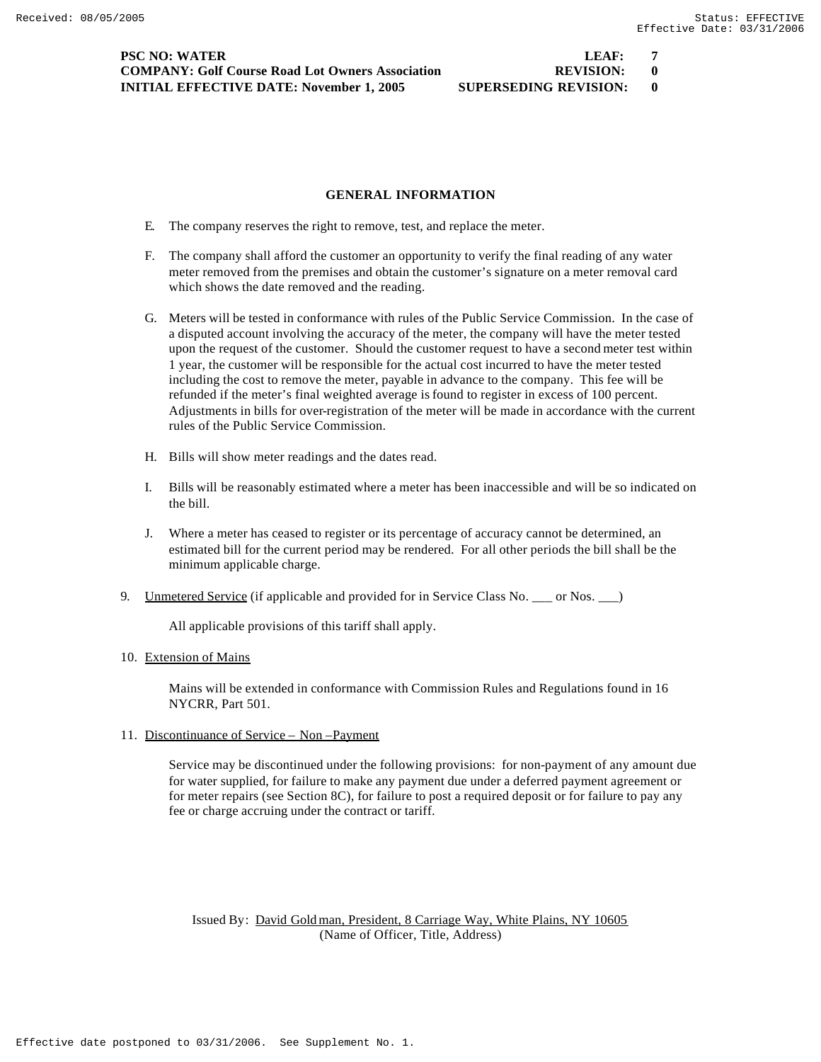**PSC NO: WATER** **LEAF: 7**
**COMPANY: Golf Course Road Lot Owners Association** **REVISION: 0**
**INITIAL EFFECTIVE DATE: November 1, 2005** **SUPERSEDING REVISION: 0**

## GENERAL INFORMATION

E. The company reserves the right to remove, test, and replace the meter.

F. The company shall afford the customer an opportunity to verify the final reading of any water meter removed from the premises and obtain the customer's signature on a meter removal card which shows the date removed and the reading.

G. Meters will be tested in conformance with rules of the Public Service Commission. In the case of a disputed account involving the accuracy of the meter, the company will have the meter tested upon the request of the customer. Should the customer request to have a second meter test within 1 year, the customer will be responsible for the actual cost incurred to have the meter tested including the cost to remove the meter, payable in advance to the company. This fee will be refunded if the meter's final weighted average is found to register in excess of 100 percent. Adjustments in bills for over-registration of the meter will be made in accordance with the current rules of the Public Service Commission.

H. Bills will show meter readings and the dates read.

I. Bills will be reasonably estimated where a meter has been inaccessible and will be so indicated on the bill.

J. Where a meter has ceased to register or its percentage of accuracy cannot be determined, an estimated bill for the current period may be rendered. For all other periods the bill shall be the minimum applicable charge.

9. Unmetered Service (if applicable and provided for in Service Class No. ___ or Nos. ___)

   All applicable provisions of this tariff shall apply.

10. Extension of Mains

    Mains will be extended in conformance with Commission Rules and Regulations found in 16 NYCRR, Part 501.

11. Discontinuance of Service – Non –Payment

    Service may be discontinued under the following provisions: for non-payment of any amount due for water supplied, for failure to make any payment due under a deferred payment agreement or for meter repairs (see Section 8C), for failure to post a required deposit or for failure to pay any fee or charge accruing under the contract or tariff.

Issued By: David Goldman, President, 8 Carriage Way, White Plains, NY 10605
(Name of Officer, Title, Address)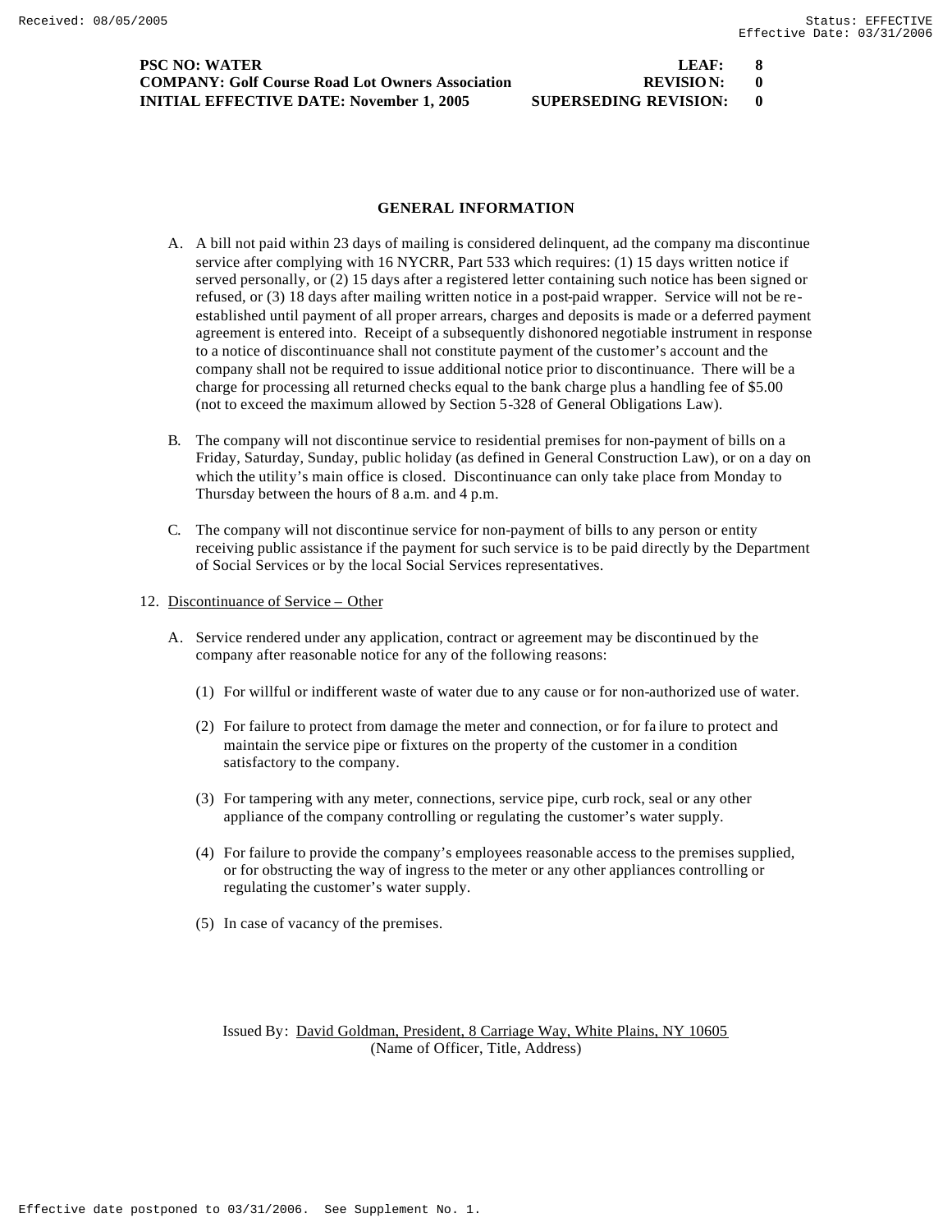**PSC NO: WATER** **LEAF: 8**
**COMPANY: Golf Course Road Lot Owners Association** **REVISION: 0**
**INITIAL EFFECTIVE DATE: November 1, 2005** **SUPERSEDING REVISION: 0**

## GENERAL INFORMATION

A. A bill not paid within 23 days of mailing is considered delinquent, ad the company ma discontinue service after complying with 16 NYCRR, Part 533 which requires: (1) 15 days written notice if served personally, or (2) 15 days after a registered letter containing such notice has been signed or refused, or (3) 18 days after mailing written notice in a post-paid wrapper. Service will not be re-established until payment of all proper arrears, charges and deposits is made or a deferred payment agreement is entered into. Receipt of a subsequently dishonored negotiable instrument in response to a notice of discontinuance shall not constitute payment of the customer's account and the company shall not be required to issue additional notice prior to discontinuance. There will be a charge for processing all returned checks equal to the bank charge plus a handling fee of $5.00 (not to exceed the maximum allowed by Section 5-328 of General Obligations Law).

B. The company will not discontinue service to residential premises for non-payment of bills on a Friday, Saturday, Sunday, public holiday (as defined in General Construction Law), or on a day on which the utility's main office is closed. Discontinuance can only take place from Monday to Thursday between the hours of 8 a.m. and 4 p.m.

C. The company will not discontinue service for non-payment of bills to any person or entity receiving public assistance if the payment for such service is to be paid directly by the Department of Social Services or by the local Social Services representatives.

12. Discontinuance of Service – Other

A. Service rendered under any application, contract or agreement may be discontinued by the company after reasonable notice for any of the following reasons:

(1) For willful or indifferent waste of water due to any cause or for non-authorized use of water.

(2) For failure to protect from damage the meter and connection, or for failure to protect and maintain the service pipe or fixtures on the property of the customer in a condition satisfactory to the company.

(3) For tampering with any meter, connections, service pipe, curb rock, seal or any other appliance of the company controlling or regulating the customer's water supply.

(4) For failure to provide the company's employees reasonable access to the premises supplied, or for obstructing the way of ingress to the meter or any other appliances controlling or regulating the customer's water supply.

(5) In case of vacancy of the premises.

Issued By: David Goldman, President, 8 Carriage Way, White Plains, NY 10605
(Name of Officer, Title, Address)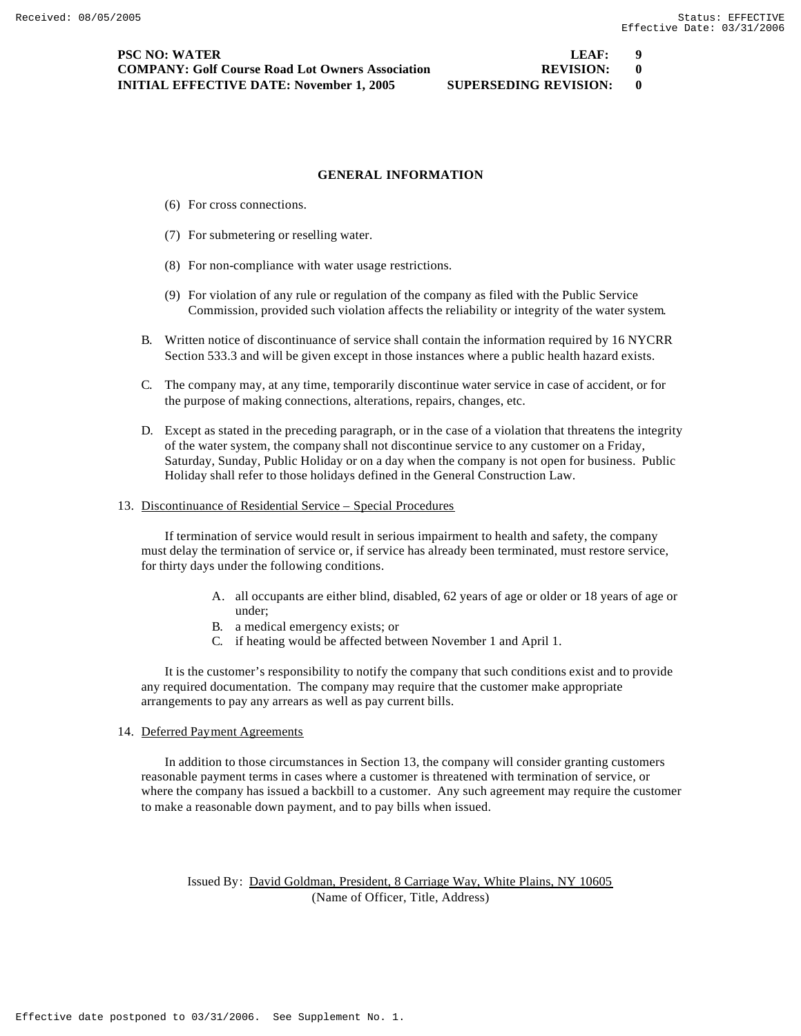PSC NO: WATER | LEAF: 9
COMPANY: Golf Course Road Lot Owners Association | REVISION: 0
INITIAL EFFECTIVE DATE: November 1, 2005 | SUPERSEDING REVISION: 0

## GENERAL INFORMATION

(6) For cross connections.

(7) For submetering or reselling water.

(8) For non-compliance with water usage restrictions.

(9) For violation of any rule or regulation of the company as filed with the Public Service Commission, provided such violation affects the reliability or integrity of the water system.

B. Written notice of discontinuance of service shall contain the information required by 16 NYCRR Section 533.3 and will be given except in those instances where a public health hazard exists.

C. The company may, at any time, temporarily discontinue water service in case of accident, or for the purpose of making connections, alterations, repairs, changes, etc.

D. Except as stated in the preceding paragraph, or in the case of a violation that threatens the integrity of the water system, the company shall not discontinue service to any customer on a Friday, Saturday, Sunday, Public Holiday or on a day when the company is not open for business. Public Holiday shall refer to those holidays defined in the General Construction Law.

13. <u>Discontinuance of Residential Service – Special Procedures</u>

If termination of service would result in serious impairment to health and safety, the company must delay the termination of service or, if service has already been terminated, must restore service, for thirty days under the following conditions.

A. all occupants are either blind, disabled, 62 years of age or older or 18 years of age or under;
B. a medical emergency exists; or
C. if heating would be affected between November 1 and April 1.

It is the customer's responsibility to notify the company that such conditions exist and to provide any required documentation. The company may require that the customer make appropriate arrangements to pay any arrears as well as pay current bills.

14. <u>Deferred Payment Agreements</u>

In addition to those circumstances in Section 13, the company will consider granting customers reasonable payment terms in cases where a customer is threatened with termination of service, or where the company has issued a backbill to a customer. Any such agreement may require the customer to make a reasonable down payment, and to pay bills when issued.

Issued By: <u>David Goldman, President, 8 Carriage Way, White Plains, NY 10605</u>
(Name of Officer, Title, Address)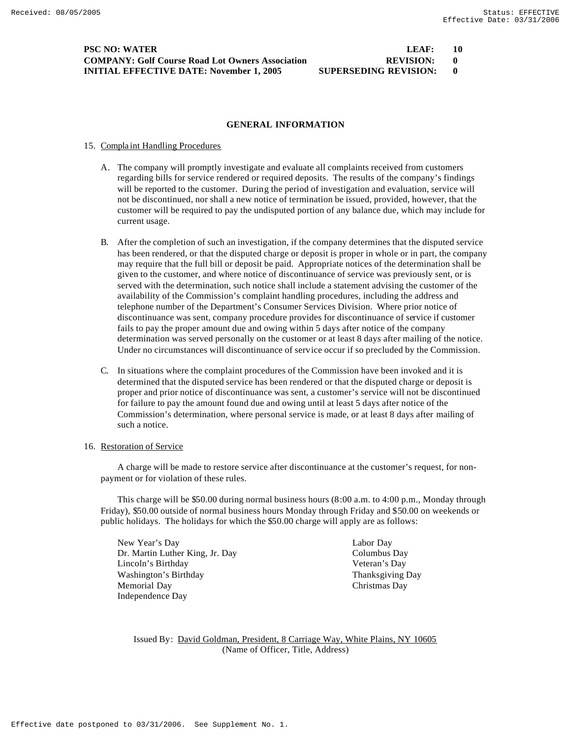**PSC NO: WATER** | **LEAF: 10**
**COMPANY: Golf Course Road Lot Owners Association** | **REVISION: 0**
**INITIAL EFFECTIVE DATE: November 1, 2005** | **SUPERSEDING REVISION: 0**

## GENERAL INFORMATION

15. Complaint Handling Procedures

   A. The company will promptly investigate and evaluate all complaints received from customers regarding bills for service rendered or required deposits. The results of the company's findings will be reported to the customer. During the period of investigation and evaluation, service will not be discontinued, nor shall a new notice of termination be issued, provided, however, that the customer will be required to pay the undisputed portion of any balance due, which may include for current usage.

   B. After the completion of such an investigation, if the company determines that the disputed service has been rendered, or that the disputed charge or deposit is proper in whole or in part, the company may require that the full bill or deposit be paid. Appropriate notices of the determination shall be given to the customer, and where notice of discontinuance of service was previously sent, or is served with the determination, such notice shall include a statement advising the customer of the availability of the Commission's complaint handling procedures, including the address and telephone number of the Department's Consumer Services Division. Where prior notice of discontinuance was sent, company procedure provides for discontinuance of service if customer fails to pay the proper amount due and owing within 5 days after notice of the company determination was served personally on the customer or at least 8 days after mailing of the notice. Under no circumstances will discontinuance of service occur if so precluded by the Commission.

   C. In situations where the complaint procedures of the Commission have been invoked and it is determined that the disputed service has been rendered or that the disputed charge or deposit is proper and prior notice of discontinuance was sent, a customer's service will not be discontinued for failure to pay the amount found due and owing until at least 5 days after notice of the Commission's determination, where personal service is made, or at least 8 days after mailing of such a notice.

16. Restoration of Service

   A charge will be made to restore service after discontinuance at the customer's request, for non-payment or for violation of these rules.

   This charge will be $50.00 during normal business hours (8:00 a.m. to 4:00 p.m., Monday through Friday), $50.00 outside of normal business hours Monday through Friday and $50.00 on weekends or public holidays. The holidays for which the $50.00 charge will apply are as follows:

   - New Year's Day
   - Dr. Martin Luther King, Jr. Day
   - Lincoln's Birthday
   - Washington's Birthday
   - Memorial Day
   - Independence Day
   - Labor Day
   - Columbus Day
   - Veteran's Day
   - Thanksgiving Day
   - Christmas Day

Issued By: David Goldman, President, 8 Carriage Way, White Plains, NY 10605
(Name of Officer, Title, Address)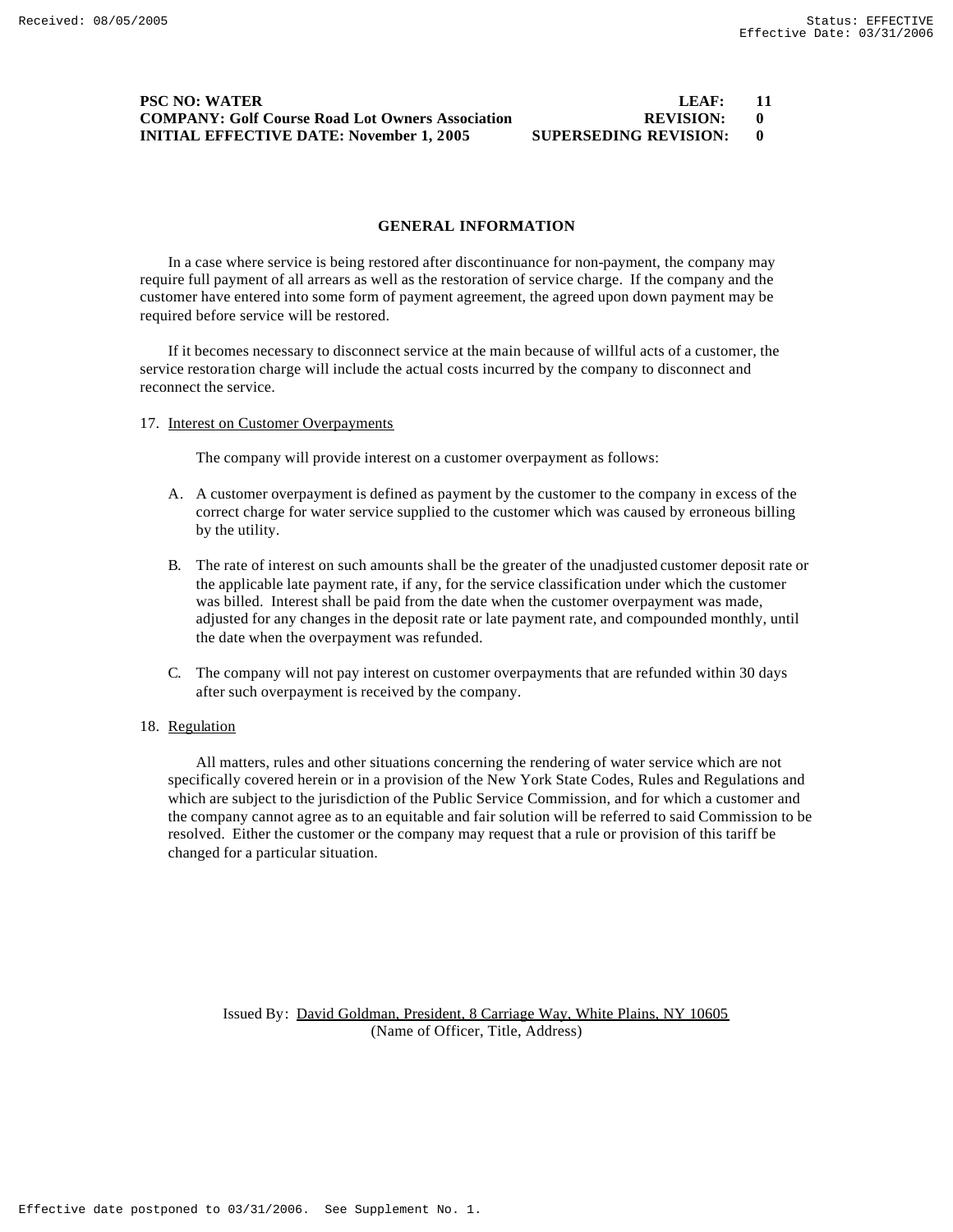**PSC NO: WATER** **LEAF: 11**
**COMPANY: Golf Course Road Lot Owners Association** **REVISION: 0**
**INITIAL EFFECTIVE DATE: November 1, 2005** **SUPERSEDING REVISION: 0**

## GENERAL INFORMATION

In a case where service is being restored after discontinuance for non-payment, the company may require full payment of all arrears as well as the restoration of service charge. If the company and the customer have entered into some form of payment agreement, the agreed upon down payment may be required before service will be restored.

If it becomes necessary to disconnect service at the main because of willful acts of a customer, the service restoration charge will include the actual costs incurred by the company to disconnect and reconnect the service.

17. Interest on Customer Overpayments

The company will provide interest on a customer overpayment as follows:

A. A customer overpayment is defined as payment by the customer to the company in excess of the correct charge for water service supplied to the customer which was caused by erroneous billing by the utility.

B. The rate of interest on such amounts shall be the greater of the unadjusted customer deposit rate or the applicable late payment rate, if any, for the service classification under which the customer was billed. Interest shall be paid from the date when the customer overpayment was made, adjusted for any changes in the deposit rate or late payment rate, and compounded monthly, until the date when the overpayment was refunded.

C. The company will not pay interest on customer overpayments that are refunded within 30 days after such overpayment is received by the company.

18. Regulation

All matters, rules and other situations concerning the rendering of water service which are not specifically covered herein or in a provision of the New York State Codes, Rules and Regulations and which are subject to the jurisdiction of the Public Service Commission, and for which a customer and the company cannot agree as to an equitable and fair solution will be referred to said Commission to be resolved. Either the customer or the company may request that a rule or provision of this tariff be changed for a particular situation.

Issued By: David Goldman, President, 8 Carriage Way, White Plains, NY 10605
(Name of Officer, Title, Address)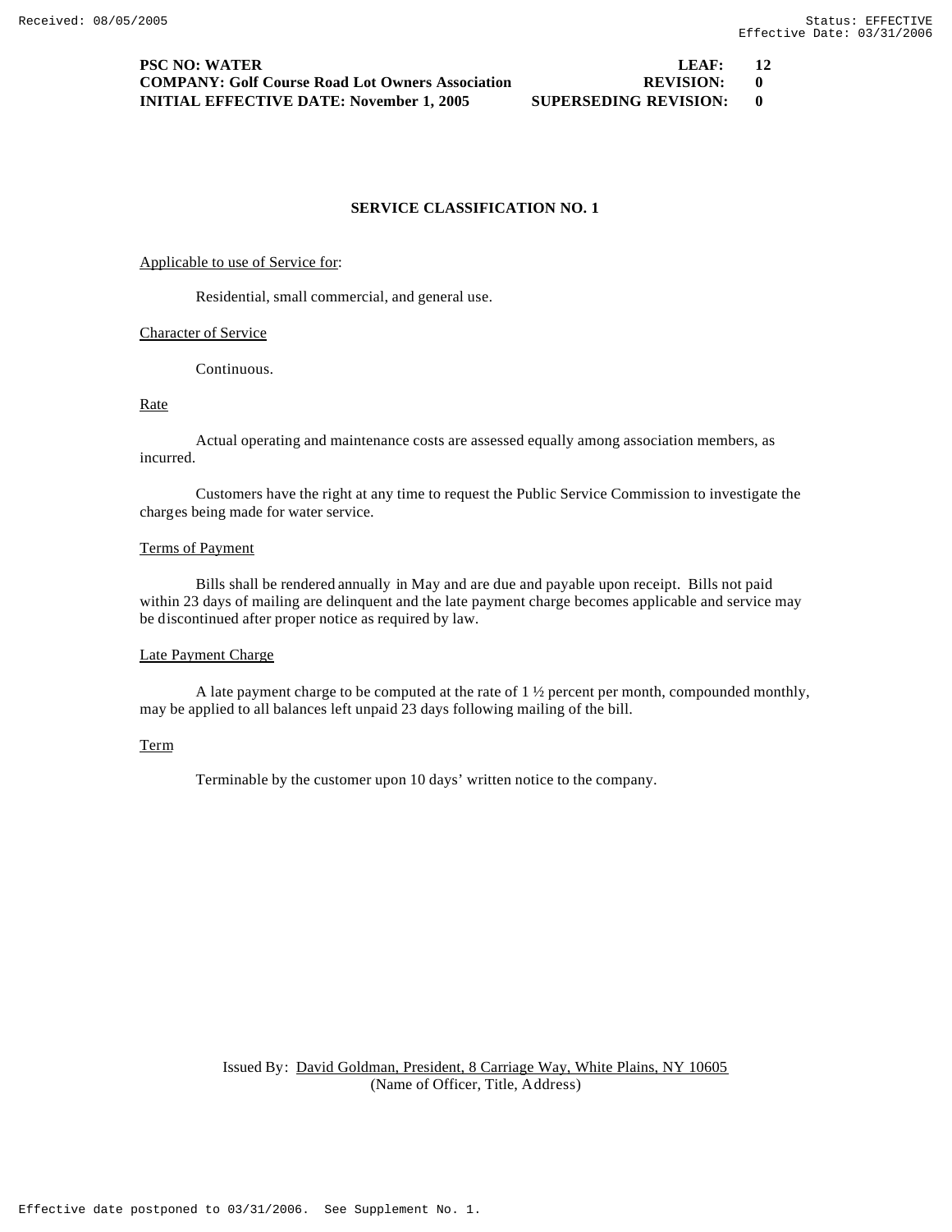**PSC NO: WATER** **LEAF: 12**
**COMPANY: Golf Course Road Lot Owners Association** **REVISION: 0**
**INITIAL EFFECTIVE DATE: November 1, 2005** **SUPERSEDING REVISION: 0**

## SERVICE CLASSIFICATION NO. 1

Applicable to use of Service for:

Residential, small commercial, and general use.

Character of Service

Continuous.

Rate

Actual operating and maintenance costs are assessed equally among association members, as incurred.

Customers have the right at any time to request the Public Service Commission to investigate the charges being made for water service.

Terms of Payment

Bills shall be rendered annually in May and are due and payable upon receipt. Bills not paid within 23 days of mailing are delinquent and the late payment charge becomes applicable and service may be discontinued after proper notice as required by law.

Late Payment Charge

A late payment charge to be computed at the rate of 1 ½ percent per month, compounded monthly, may be applied to all balances left unpaid 23 days following mailing of the bill.

Term

Terminable by the customer upon 10 days' written notice to the company.

Issued By: David Goldman, President, 8 Carriage Way, White Plains, NY 10605
(Name of Officer, Title, Address)